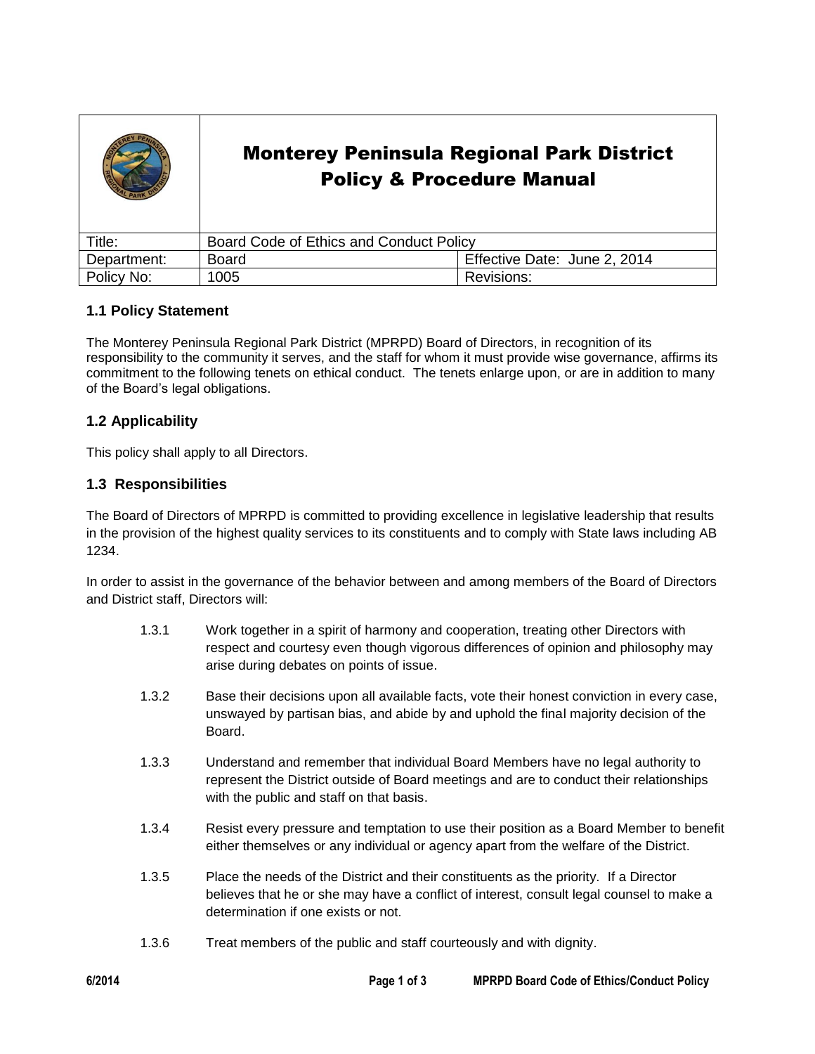# Monterey Peninsula Regional Park District Policy & Procedure Manual

| Title: | Board Code of Ethics and Conduct Policy | |
| --- | --- | --- |
| Department: | Board | Effective Date: June 2, 2014 |
| Policy No: | 1005 | Revisions: |

## 1.1 Policy Statement

The Monterey Peninsula Regional Park District (MPRPD) Board of Directors, in recognition of its responsibility to the community it serves, and the staff for whom it must provide wise governance, affirms its commitment to the following tenets on ethical conduct. The tenets enlarge upon, or are in addition to many of the Board's legal obligations.

## 1.2 Applicability

This policy shall apply to all Directors.

## 1.3 Responsibilities

The Board of Directors of MPRPD is committed to providing excellence in legislative leadership that results in the provision of the highest quality services to its constituents and to comply with State laws including AB 1234.

In order to assist in the governance of the behavior between and among members of the Board of Directors and District staff, Directors will:

1.3.1 Work together in a spirit of harmony and cooperation, treating other Directors with respect and courtesy even though vigorous differences of opinion and philosophy may arise during debates on points of issue.

1.3.2 Base their decisions upon all available facts, vote their honest conviction in every case, unswayed by partisan bias, and abide by and uphold the final majority decision of the Board.

1.3.3 Understand and remember that individual Board Members have no legal authority to represent the District outside of Board meetings and are to conduct their relationships with the public and staff on that basis.

1.3.4 Resist every pressure and temptation to use their position as a Board Member to benefit either themselves or any individual or agency apart from the welfare of the District.

1.3.5 Place the needs of the District and their constituents as the priority. If a Director believes that he or she may have a conflict of interest, consult legal counsel to make a determination if one exists or not.

1.3.6 Treat members of the public and staff courteously and with dignity.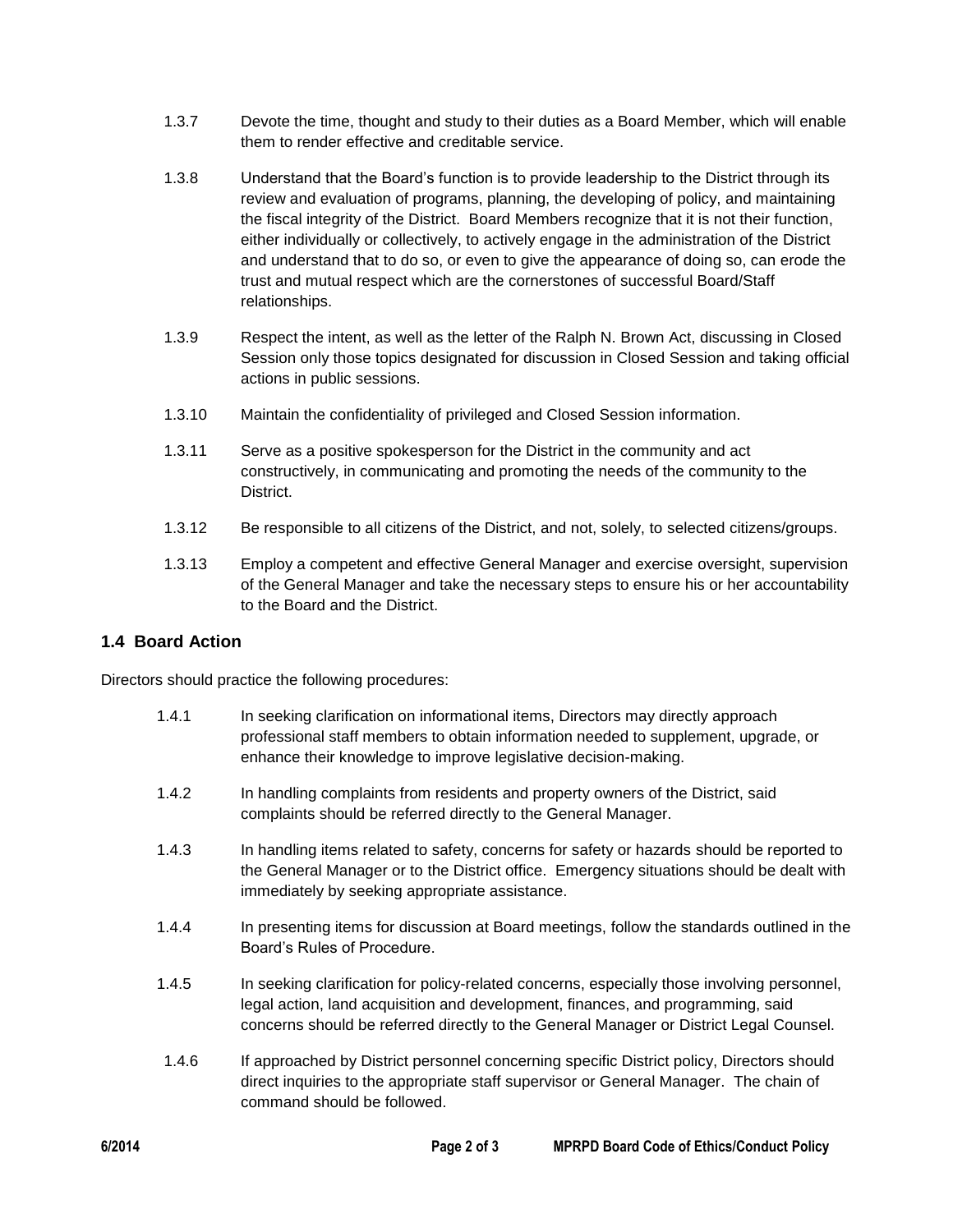1.3.7 Devote the time, thought and study to their duties as a Board Member, which will enable them to render effective and creditable service.

1.3.8 Understand that the Board's function is to provide leadership to the District through its review and evaluation of programs, planning, the developing of policy, and maintaining the fiscal integrity of the District. Board Members recognize that it is not their function, either individually or collectively, to actively engage in the administration of the District and understand that to do so, or even to give the appearance of doing so, can erode the trust and mutual respect which are the cornerstones of successful Board/Staff relationships.

1.3.9 Respect the intent, as well as the letter of the Ralph N. Brown Act, discussing in Closed Session only those topics designated for discussion in Closed Session and taking official actions in public sessions.

1.3.10 Maintain the confidentiality of privileged and Closed Session information.

1.3.11 Serve as a positive spokesperson for the District in the community and act constructively, in communicating and promoting the needs of the community to the District.

1.3.12 Be responsible to all citizens of the District, and not, solely, to selected citizens/groups.

1.3.13 Employ a competent and effective General Manager and exercise oversight, supervision of the General Manager and take the necessary steps to ensure his or her accountability to the Board and the District.

### 1.4 Board Action

Directors should practice the following procedures:

1.4.1 In seeking clarification on informational items, Directors may directly approach professional staff members to obtain information needed to supplement, upgrade, or enhance their knowledge to improve legislative decision-making.

1.4.2 In handling complaints from residents and property owners of the District, said complaints should be referred directly to the General Manager.

1.4.3 In handling items related to safety, concerns for safety or hazards should be reported to the General Manager or to the District office. Emergency situations should be dealt with immediately by seeking appropriate assistance.

1.4.4 In presenting items for discussion at Board meetings, follow the standards outlined in the Board's Rules of Procedure.

1.4.5 In seeking clarification for policy-related concerns, especially those involving personnel, legal action, land acquisition and development, finances, and programming, said concerns should be referred directly to the General Manager or District Legal Counsel.

1.4.6 If approached by District personnel concerning specific District policy, Directors should direct inquiries to the appropriate staff supervisor or General Manager. The chain of command should be followed.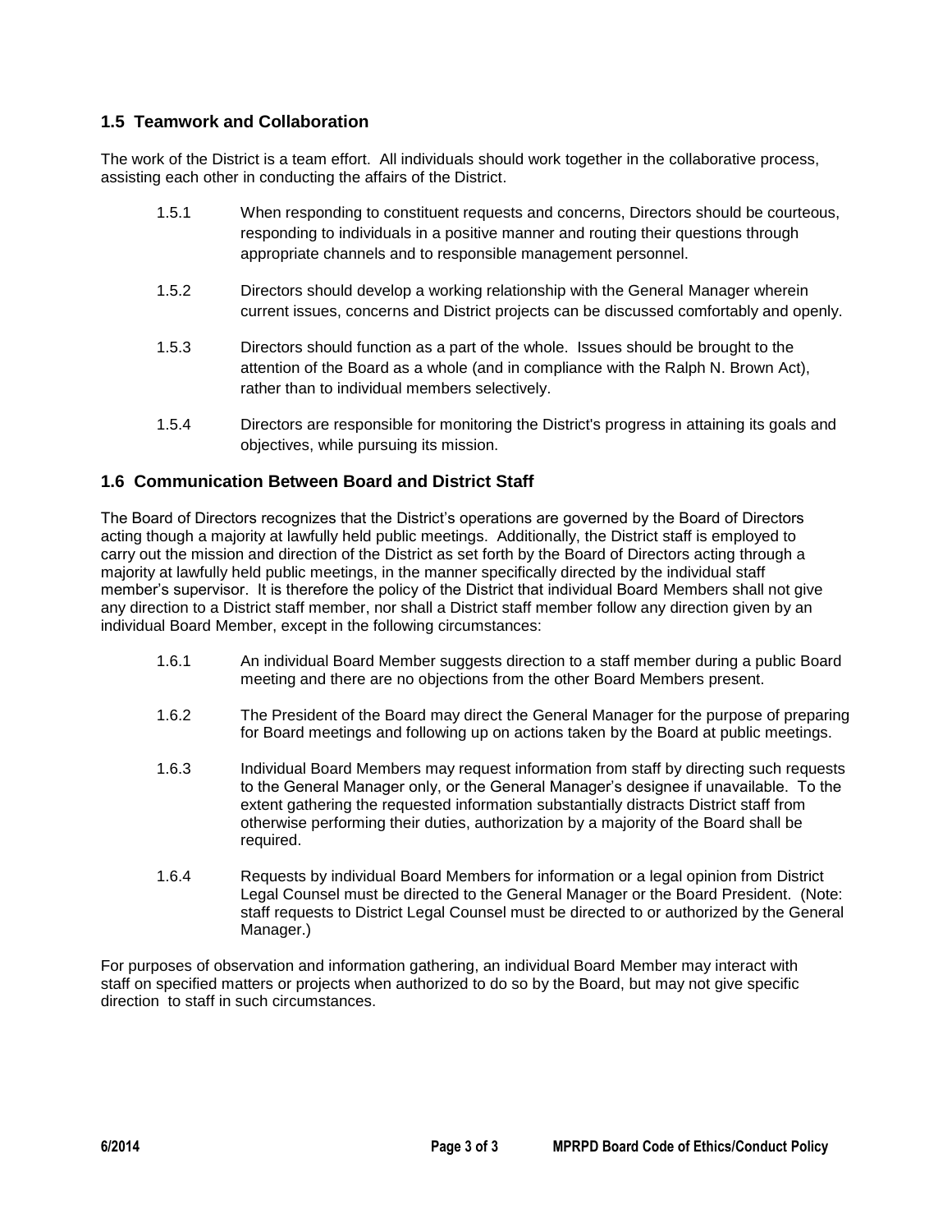## 1.5 Teamwork and Collaboration

The work of the District is a team effort. All individuals should work together in the collaborative process, assisting each other in conducting the affairs of the District.

1.5.1 When responding to constituent requests and concerns, Directors should be courteous, responding to individuals in a positive manner and routing their questions through appropriate channels and to responsible management personnel.

1.5.2 Directors should develop a working relationship with the General Manager wherein current issues, concerns and District projects can be discussed comfortably and openly.

1.5.3 Directors should function as a part of the whole. Issues should be brought to the attention of the Board as a whole (and in compliance with the Ralph N. Brown Act), rather than to individual members selectively.

1.5.4 Directors are responsible for monitoring the District's progress in attaining its goals and objectives, while pursuing its mission.

## 1.6 Communication Between Board and District Staff

The Board of Directors recognizes that the District's operations are governed by the Board of Directors acting though a majority at lawfully held public meetings. Additionally, the District staff is employed to carry out the mission and direction of the District as set forth by the Board of Directors acting through a majority at lawfully held public meetings, in the manner specifically directed by the individual staff member's supervisor. It is therefore the policy of the District that individual Board Members shall not give any direction to a District staff member, nor shall a District staff member follow any direction given by an individual Board Member, except in the following circumstances:

1.6.1 An individual Board Member suggests direction to a staff member during a public Board meeting and there are no objections from the other Board Members present.

1.6.2 The President of the Board may direct the General Manager for the purpose of preparing for Board meetings and following up on actions taken by the Board at public meetings.

1.6.3 Individual Board Members may request information from staff by directing such requests to the General Manager only, or the General Manager's designee if unavailable. To the extent gathering the requested information substantially distracts District staff from otherwise performing their duties, authorization by a majority of the Board shall be required.

1.6.4 Requests by individual Board Members for information or a legal opinion from District Legal Counsel must be directed to the General Manager or the Board President. (Note: staff requests to District Legal Counsel must be directed to or authorized by the General Manager.)

For purposes of observation and information gathering, an individual Board Member may interact with staff on specified matters or projects when authorized to do so by the Board, but may not give specific direction to staff in such circumstances.